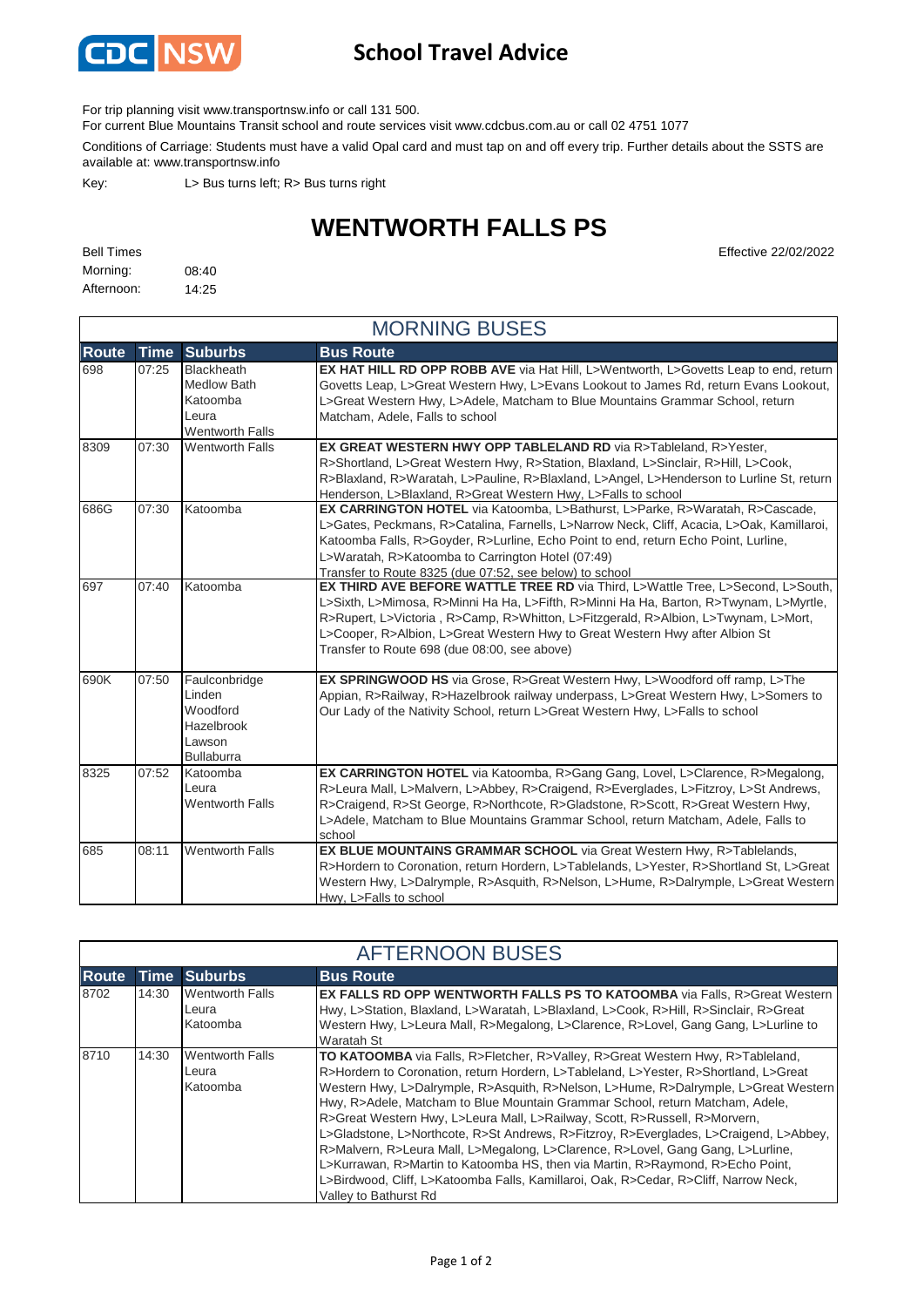CDC NSW

# School Travel Advice

For trip planning visit www.transportnsw.info or call 131 500.

For current Blue Mountains Transit school and route services visit www.cdcbus.com.au or call 02 4751 1077

Conditions of Carriage: Students must have a valid Opal card and must tap on and off every trip. Further details about the SSTS are available at: www.transportnsw.info

Key: L> Bus turns left; R> Bus turns right

## WENTWORTH FALLS PS

Effective 22/02/2022

Bell Times

Morning: 08:40

Afternoon: 14:25

### MORNING BUSES

| Route | Time | Suburbs | Bus Route |
|---|---|---|---|
| 698 | 07:25 | Blackheath<br>Medlow Bath<br>Katoomba<br>Leura<br>Wentworth Falls | **EX HAT HILL RD OPP ROBB AVE** via Hat Hill, L>Wentworth, L>Govetts Leap to end, return Govetts Leap, L>Great Western Hwy, L>Evans Lookout to James Rd, return Evans Lookout, L>Great Western Hwy, L>Adele, Matcham to Blue Mountains Grammar School, return Matcham, Adele, Falls to school |
| 8309 | 07:30 | Wentworth Falls | **EX GREAT WESTERN HWY OPP TABLELAND RD** via R>Tableland, R>Yester, R>Shortland, L>Great Western Hwy, R>Station, Blaxland, L>Sinclair, R>Hill, L>Cook, R>Blaxland, R>Waratah, L>Pauline, R>Blaxland, L>Angel, L>Henderson to Lurline St, return Henderson, L>Blaxland, R>Great Western Hwy, L>Falls to school |
| 686G | 07:30 | Katoomba | **EX CARRINGTON HOTEL** via Katoomba, L>Bathurst, L>Parke, R>Waratah, R>Cascade, L>Gates, Peckmans, R>Catalina, Farnells, L>Narrow Neck, Cliff, Acacia, L>Oak, Kamillaroi, Katoomba Falls, R>Goyder, R>Lurline, Echo Point to end, return Echo Point, Lurline, L>Waratah, R>Katoomba to Carrington Hotel (07:49)<br>Transfer to Route 8325 (due 07:52, see below) to school |
| 697 | 07:40 | Katoomba | **EX THIRD AVE BEFORE WATTLE TREE RD** via Third, L>Wattle Tree, L>Second, L>South, L>Sixth, L>Mimosa, R>Minni Ha Ha, L>Fifth, R>Minni Ha Ha, Barton, R>Twynam, L>Myrtle, R>Rupert, L>Victoria , R>Camp, R>Whitton, L>Fitzgerald, R>Albion, L>Twynam, L>Mort, L>Cooper, R>Albion, L>Great Western Hwy to Great Western Hwy after Albion St<br>Transfer to Route 698 (due 08:00, see above) |
| 690K | 07:50 | Faulconbridge<br>Linden<br>Woodford<br>Hazelbrook<br>Lawson<br>Bullaburra | **EX SPRINGWOOD HS** via Grose, R>Great Western Hwy, L>Woodford off ramp, L>The Appian, R>Railway, R>Hazelbrook railway underpass, L>Great Western Hwy, L>Somers to Our Lady of the Nativity School, return L>Great Western Hwy, L>Falls to school |
| 8325 | 07:52 | Katoomba<br>Leura<br>Wentworth Falls | **EX CARRINGTON HOTEL** via Katoomba, R>Gang Gang, Lovel, L>Clarence, R>Megalong, R>Leura Mall, L>Malvern, L>Abbey, R>Craigend, R>Everglades, L>Fitzroy, L>St Andrews, R>Craigend, R>St George, R>Northcote, R>Gladstone, R>Scott, R>Great Western Hwy, L>Adele, Matcham to Blue Mountains Grammar School, return Matcham, Adele, Falls to school |
| 685 | 08:11 | Wentworth Falls | **EX BLUE MOUNTAINS GRAMMAR SCHOOL** via Great Western Hwy, R>Tablelands, R>Hordern to Coronation, return Hordern, L>Tablelands, L>Yester, R>Shortland St, L>Great Western Hwy, L>Dalrymple, R>Asquith, R>Nelson, L>Hume, R>Dalrymple, L>Great Western Hwy, L>Falls to school |

### AFTERNOON BUSES

| Route | Time | Suburbs | Bus Route |
|---|---|---|---|
| 8702 | 14:30 | Wentworth Falls<br>Leura<br>Katoomba | **EX FALLS RD OPP WENTWORTH FALLS PS TO KATOOMBA** via Falls, R>Great Western Hwy, L>Station, Blaxland, L>Waratah, L>Blaxland, L>Cook, R>Hill, R>Sinclair, R>Great Western Hwy, L>Leura Mall, R>Megalong, L>Clarence, R>Lovel, Gang Gang, L>Lurline to Waratah St |
| 8710 | 14:30 | Wentworth Falls<br>Leura<br>Katoomba | **TO KATOOMBA** via Falls, R>Fletcher, R>Valley, R>Great Western Hwy, R>Tableland, R>Hordern to Coronation, return Hordern, L>Tableland, L>Yester, R>Shortland, L>Great Western Hwy, L>Dalrymple, R>Asquith, R>Nelson, L>Hume, R>Dalrymple, L>Great Western Hwy, R>Adele, Matcham to Blue Mountain Grammar School, return Matcham, Adele, R>Great Western Hwy, L>Leura Mall, L>Railway, Scott, R>Russell, R>Morvern, L>Gladstone, L>Northcote, R>St Andrews, R>Fitzroy, R>Everglades, L>Craigend, L>Abbey, R>Malvern, R>Leura Mall, L>Megalong, L>Clarence, R>Lovel, Gang Gang, L>Lurline, L>Kurrawan, R>Martin to Katoomba HS, then via Martin, R>Raymond, R>Echo Point, L>Birdwood, Cliff, L>Katoomba Falls, Kamillaroi, Oak, R>Cedar, R>Cliff, Narrow Neck, Valley to Bathurst Rd |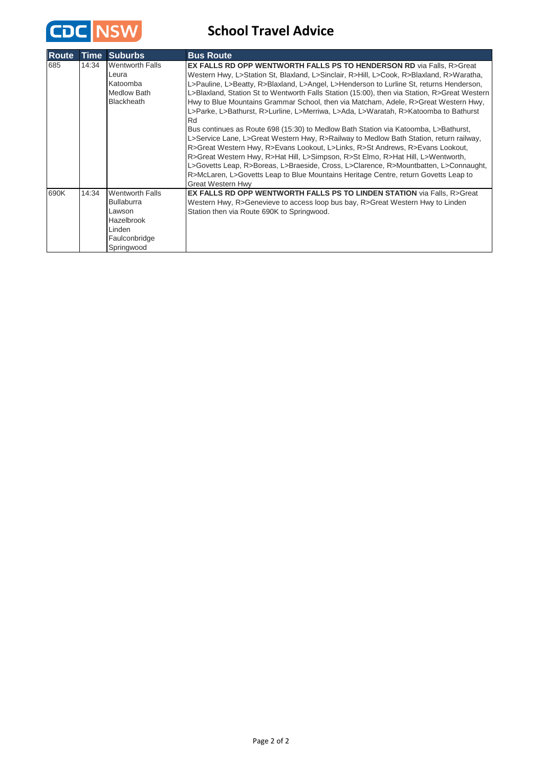# School Travel Advice

| Route | Time | Suburbs | Bus Route |
|---|---|---|---|
| 685 | 14:34 | Wentworth Falls<br>Leura<br>Katoomba<br>Medlow Bath<br>Blackheath | **EX FALLS RD OPP WENTWORTH FALLS PS TO HENDERSON RD** via Falls, R>Great Western Hwy, L>Station St, Blaxland, L>Sinclair, R>Hill, L>Cook, R>Blaxland, R>Waratha, L>Pauline, L>Beatty, R>Blaxland, L>Angel, L>Henderson to Lurline St, returns Henderson, L>Blaxland, Station St to Wentworth Falls Station (15:00), then via Station, R>Great Western Hwy to Blue Mountains Grammar School, then via Matcham, Adele, R>Great Western Hwy, L>Parke, L>Bathurst, R>Lurline, L>Merriwa, L>Ada, L>Waratah, R>Katoomba to Bathurst Rd<br>Bus continues as Route 698 (15:30) to Medlow Bath Station via Katoomba, L>Bathurst, L>Service Lane, L>Great Western Hwy, R>Railway to Medlow Bath Station, return railway, R>Great Western Hwy, R>Evans Lookout, L>Links, R>St Andrews, R>Evans Lookout, R>Great Western Hwy, R>Hat Hill, L>Simpson, R>St Elmo, R>Hat Hill, L>Wentworth, L>Govetts Leap, R>Boreas, L>Braeside, Cross, L>Clarence, R>Mountbatten, L>Connaught, R>McLaren, L>Govetts Leap to Blue Mountains Heritage Centre, return Govetts Leap to Great Western Hwy |
| 690K | 14:34 | Wentworth Falls<br>Bullaburra<br>Lawson<br>Hazelbrook<br>Linden<br>Faulconbridge<br>Springwood | **EX FALLS RD OPP WENTWORTH FALLS PS TO LINDEN STATION** via Falls, R>Great Western Hwy, R>Genevieve to access loop bus bay, R>Great Western Hwy to Linden Station then via Route 690K to Springwood. |